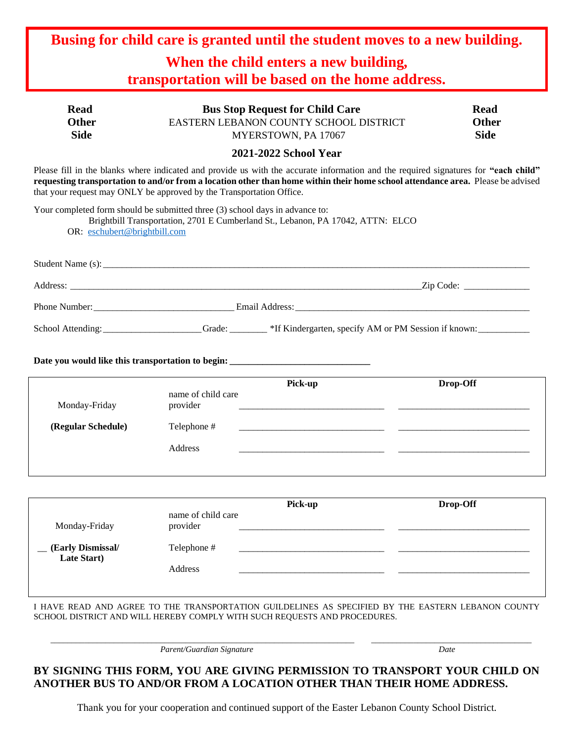**Busing for child care is granted until the student moves to a new building.**

**When the child enters a new building, transportation will be based on the home address.**

| **Read Other Side** | **Bus Stop Request for Child Care**<br>EASTERN LEBANON COUNTY SCHOOL DISTRICT<br>MYERSTOWN, PA 17067 | **Read Other Side** |
|---|---|---|

**2021-2022 School Year**

Please fill in the blanks where indicated and provide us with the accurate information and the required signatures for **"each child" requesting transportation to and/or from a location other than home within their home school attendance area.** Please be advised that your request may ONLY be approved by the Transportation Office.

Your completed form should be submitted three (3) school days in advance to:
Brightbill Transportation, 2701 E Cumberland St., Lebanon, PA 17042, ATTN: ELCO
OR: eschubert@brightbill.com

Student Name (s):______________________________________________

Address: ______________________________________________Zip Code: ______________

Phone Number:______________________________ Email Address:______________________________

School Attending:____________________Grade: ________ *If Kindergarten, specify AM or PM Session if known:___________

**Date you would like this transportation to begin: ______________________________**

| | | **Pick-up** | **Drop-Off** |
|---|---|---|---|
| Monday-Friday | name of child care provider | ____________________ | ____________________ |
| **(Regular Schedule)** | Telephone # | ____________________ | ____________________ |
| | Address | ____________________ | ____________________ |

| | | **Pick-up** | **Drop-Off** |
|---|---|---|---|
| Monday-Friday | name of child care provider | ____________________ | ____________________ |
| __ **(Early Dismissal/ Late Start)** | Telephone # | ____________________ | ____________________ |
| | Address | ____________________ | ____________________ |

I HAVE READ AND AGREE TO THE TRANSPORTATION GUILDELINES AS SPECIFIED BY THE EASTERN LEBANON COUNTY SCHOOL DISTRICT AND WILL HEREBY COMPLY WITH SUCH REQUESTS AND PROCEDURES.

______________________________________________ ______________________

*Parent/Guardian Signature* *Date*

**BY SIGNING THIS FORM, YOU ARE GIVING PERMISSION TO TRANSPORT YOUR CHILD ON ANOTHER BUS TO AND/OR FROM A LOCATION OTHER THAN THEIR HOME ADDRESS.**

Thank you for your cooperation and continued support of the Easter Lebanon County School District.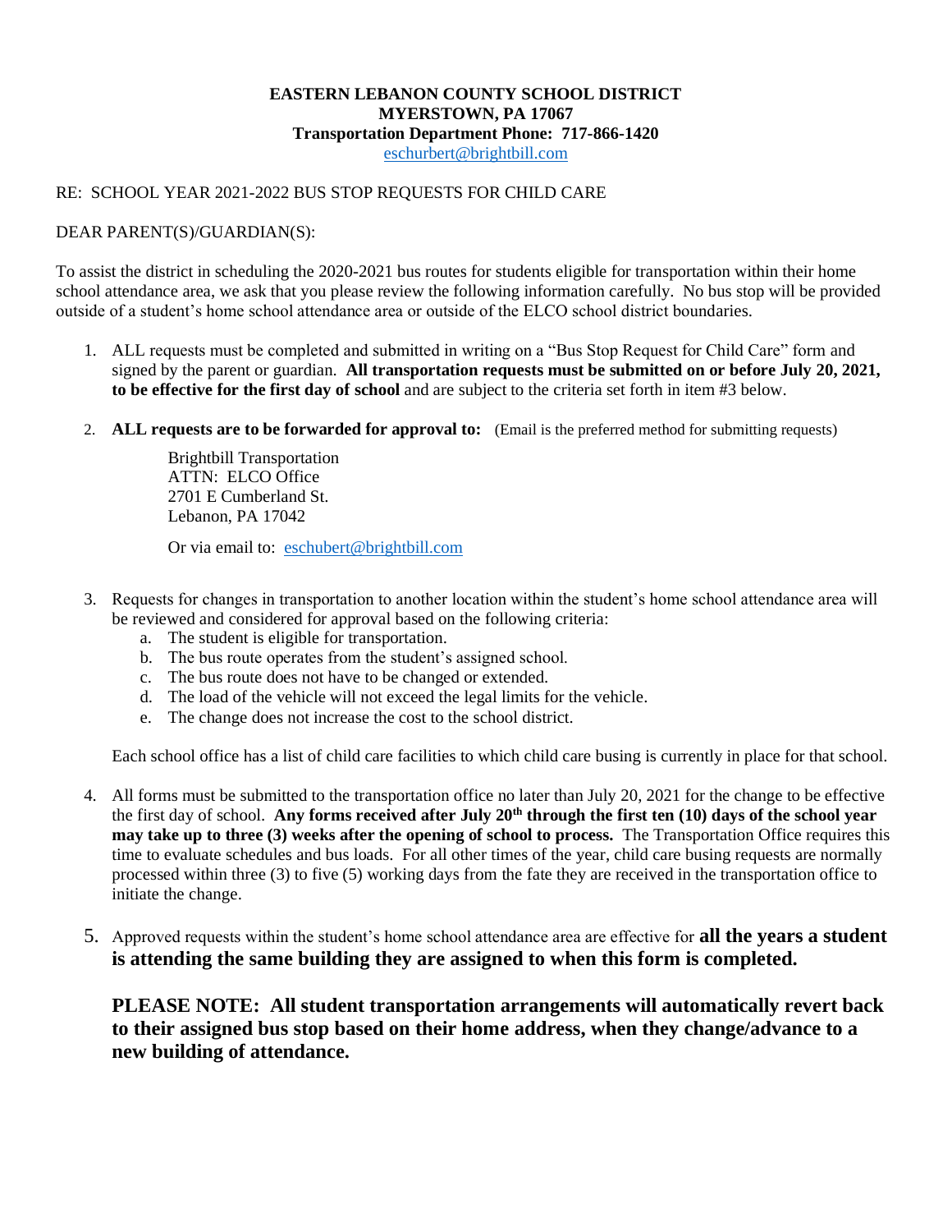**EASTERN LEBANON COUNTY SCHOOL DISTRICT**
**MYERSTOWN, PA 17067**
**Transportation Department Phone: 717-866-1420**
eschurbert@brightbill.com

RE: SCHOOL YEAR 2021-2022 BUS STOP REQUESTS FOR CHILD CARE

DEAR PARENT(S)/GUARDIAN(S):

To assist the district in scheduling the 2020-2021 bus routes for students eligible for transportation within their home school attendance area, we ask that you please review the following information carefully. No bus stop will be provided outside of a student's home school attendance area or outside of the ELCO school district boundaries.

1. ALL requests must be completed and submitted in writing on a "Bus Stop Request for Child Care" form and signed by the parent or guardian. **All transportation requests must be submitted on or before July 20, 2021, to be effective for the first day of school** and are subject to the criteria set forth in item #3 below.

2. **ALL requests are to be forwarded for approval to:** (Email is the preferred method for submitting requests)

   Brightbill Transportation
   ATTN: ELCO Office
   2701 E Cumberland St.
   Lebanon, PA 17042

   Or via email to: eschubert@brightbill.com

3. Requests for changes in transportation to another location within the student's home school attendance area will be reviewed and considered for approval based on the following criteria:
   a. The student is eligible for transportation.
   b. The bus route operates from the student's assigned school.
   c. The bus route does not have to be changed or extended.
   d. The load of the vehicle will not exceed the legal limits for the vehicle.
   e. The change does not increase the cost to the school district.

   Each school office has a list of child care facilities to which child care busing is currently in place for that school.

4. All forms must be submitted to the transportation office no later than July 20, 2021 for the change to be effective the first day of school. **Any forms received after July 20th through the first ten (10) days of the school year may take up to three (3) weeks after the opening of school to process.** The Transportation Office requires this time to evaluate schedules and bus loads. For all other times of the year, child care busing requests are normally processed within three (3) to five (5) working days from the fate they are received in the transportation office to initiate the change.

5. Approved requests within the student's home school attendance area are effective for **all the years a student is attending the same building they are assigned to when this form is completed.**

   **PLEASE NOTE: All student transportation arrangements will automatically revert back to their assigned bus stop based on their home address, when they change/advance to a new building of attendance.**